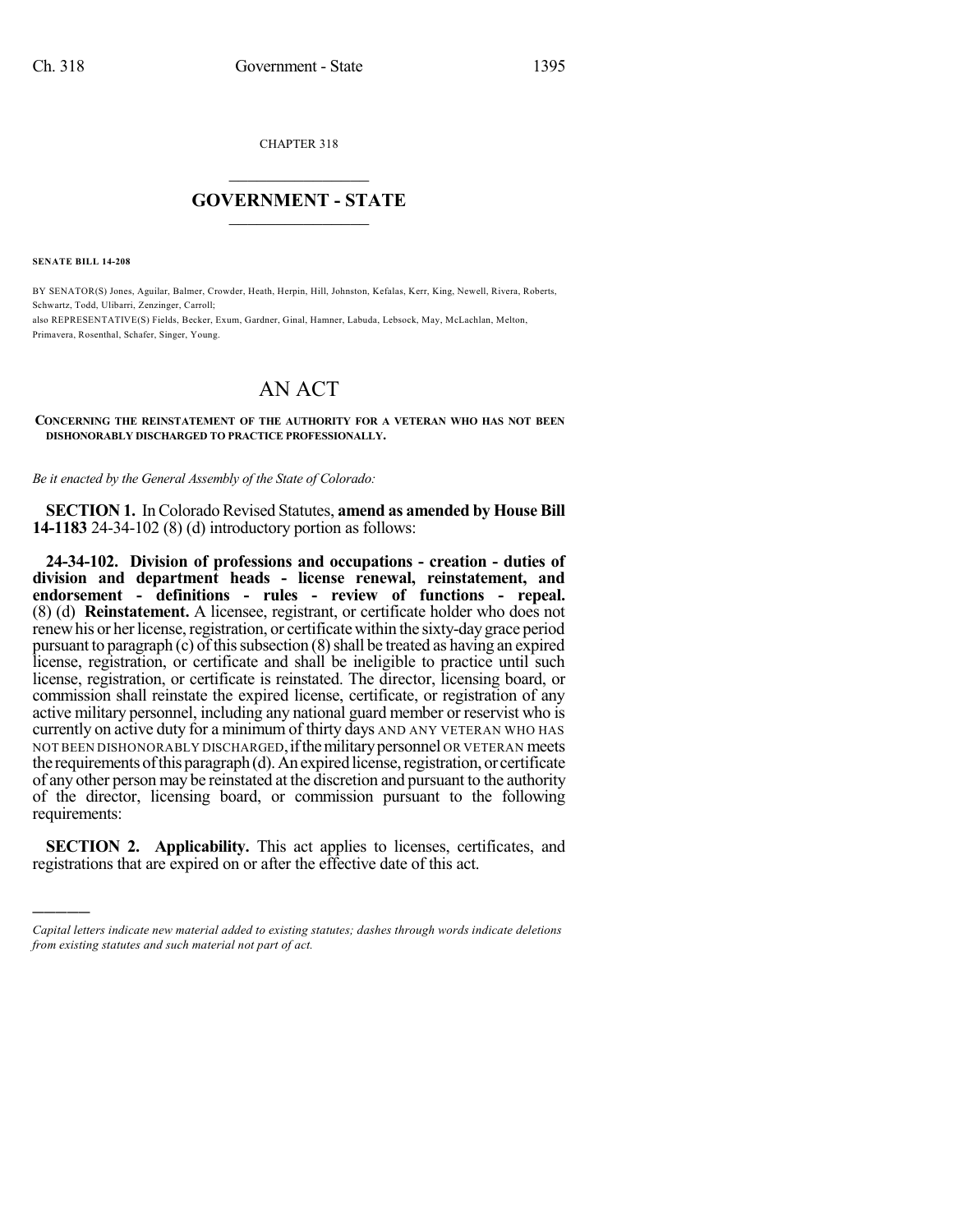CHAPTER 318

# GOVERNMENT - STATE

**SENATE BILL 14-208**

BY SENATOR(S) Jones, Aguilar, Balmer, Crowder, Heath, Herpin, Hill, Johnston, Kefalas, Kerr, King, Newell, Rivera, Roberts, Schwartz, Todd, Ulibarri, Zenzinger, Carroll;
also REPRESENTATIVE(S) Fields, Becker, Exum, Gardner, Ginal, Hamner, Labuda, Lebsock, May, McLachlan, Melton, Primavera, Rosenthal, Schafer, Singer, Young.

# AN ACT

**CONCERNING THE REINSTATEMENT OF THE AUTHORITY FOR A VETERAN WHO HAS NOT BEEN DISHONORABLY DISCHARGED TO PRACTICE PROFESSIONALLY.**

*Be it enacted by the General Assembly of the State of Colorado:*

**SECTION 1.** In Colorado Revised Statutes, **amend as amended by House Bill 14-1183** 24-34-102 (8) (d) introductory portion as follows:

**24-34-102. Division of professions and occupations - creation - duties of division and department heads - license renewal, reinstatement, and endorsement - definitions - rules - review of functions - repeal.** (8) (d) **Reinstatement.** A licensee, registrant, or certificate holder who does not renew his or her license, registration, or certificate within the sixty-day grace period pursuant to paragraph (c) of this subsection (8) shall be treated as having an expired license, registration, or certificate and shall be ineligible to practice until such license, registration, or certificate is reinstated. The director, licensing board, or commission shall reinstate the expired license, certificate, or registration of any active military personnel, including any national guard member or reservist who is currently on active duty for a minimum of thirty days AND ANY VETERAN WHO HAS NOT BEEN DISHONORABLY DISCHARGED, if the military personnel OR VETERAN meets the requirements of this paragraph (d). An expired license, registration, or certificate of any other person may be reinstated at the discretion and pursuant to the authority of the director, licensing board, or commission pursuant to the following requirements:

**SECTION 2. Applicability.** This act applies to licenses, certificates, and registrations that are expired on or after the effective date of this act.

---

*Capital letters indicate new material added to existing statutes; dashes through words indicate deletions from existing statutes and such material not part of act.*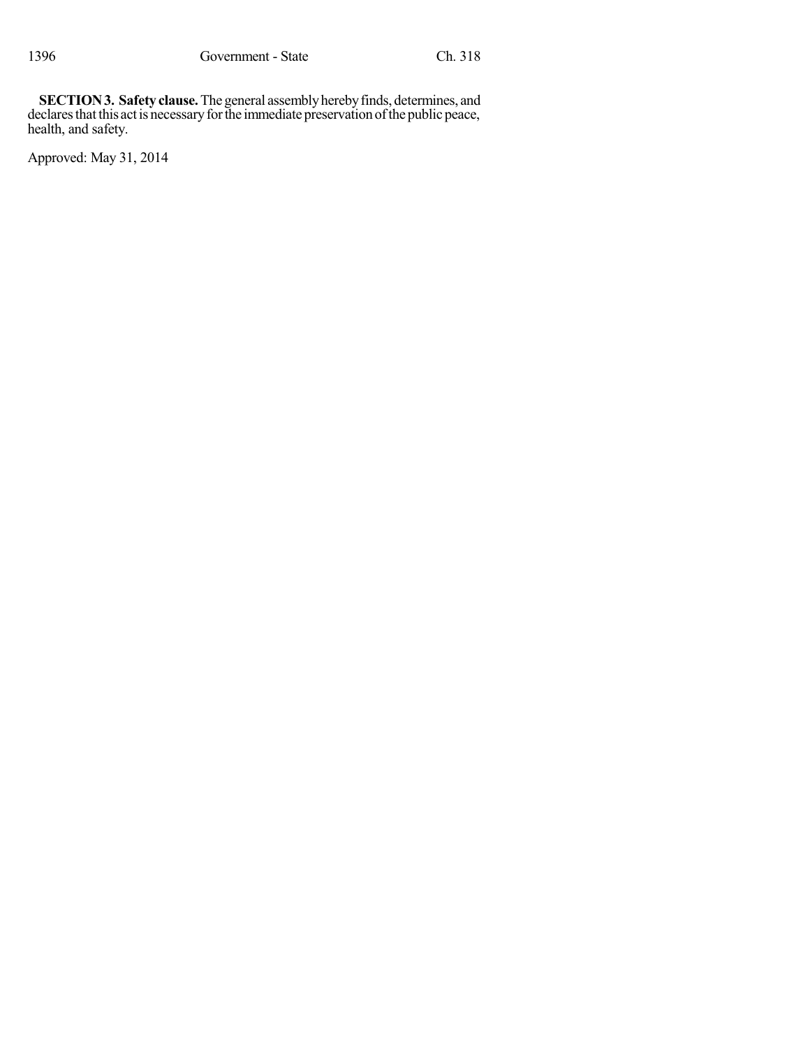**SECTION 3. Safety clause.** The general assembly hereby finds, determines, and declares that this act is necessary for the immediate preservation of the public peace, health, and safety.

Approved: May 31, 2014